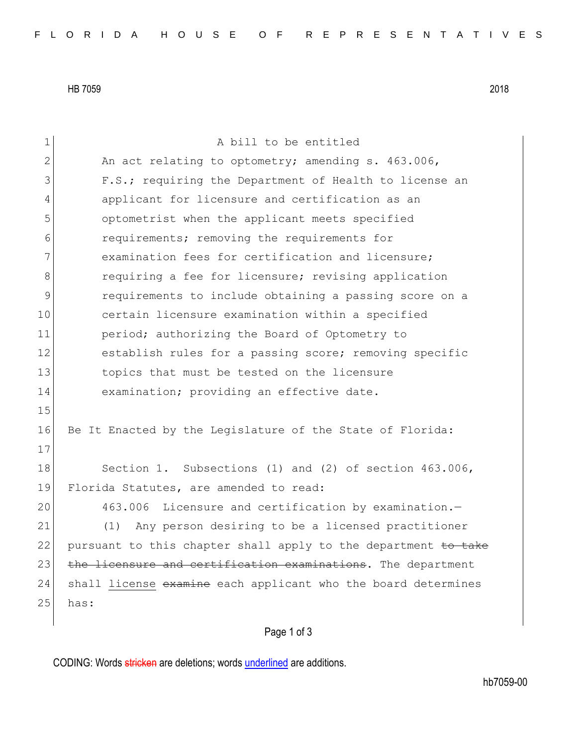HB 7059 2018

A bill to be entitled

An act relating to optometry; amending s. 463.006, F.S.; requiring the Department of Health to license an applicant for licensure and certification as an optometrist when the applicant meets specified requirements; removing the requirements for examination fees for certification and licensure; requiring a fee for licensure; revising application requirements to include obtaining a passing score on a certain licensure examination within a specified period; authorizing the Board of Optometry to establish rules for a passing score; removing specific topics that must be tested on the licensure examination; providing an effective date.

Be It Enacted by the Legislature of the State of Florida:

Section 1. Subsections (1) and (2) of section 463.006, Florida Statutes, are amended to read:

463.006 Licensure and certification by examination.—

(1) Any person desiring to be a licensed practitioner pursuant to this chapter shall apply to the department ~~to take the licensure and certification examinations~~. The department shall <u>license</u> ~~examine~~ each applicant who the board determines has:

CODING: Words ~~stricken~~ are deletions; words <u>underlined</u> are additions.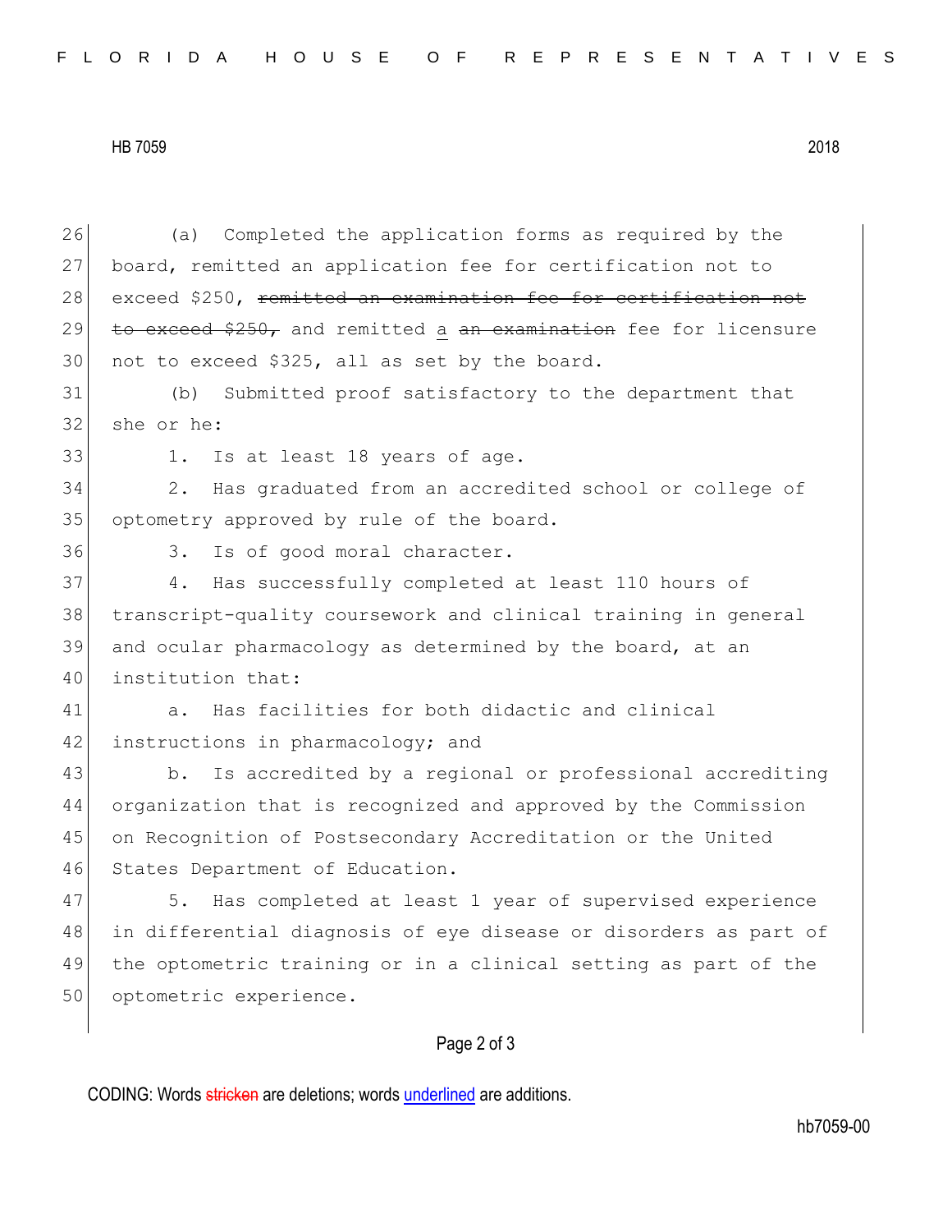(a) Completed the application forms as required by the board, remitted an application fee for certification not to exceed $250, ~~remitted an examination fee for certification not to exceed $250,~~ and remitted <u>a</u> ~~an examination~~ fee for licensure not to exceed $325, all as set by the board.

(b) Submitted proof satisfactory to the department that she or he:

1. Is at least 18 years of age.

2. Has graduated from an accredited school or college of optometry approved by rule of the board.

3. Is of good moral character.

4. Has successfully completed at least 110 hours of transcript-quality coursework and clinical training in general and ocular pharmacology as determined by the board, at an institution that:

a. Has facilities for both didactic and clinical instructions in pharmacology; and

b. Is accredited by a regional or professional accrediting organization that is recognized and approved by the Commission on Recognition of Postsecondary Accreditation or the United States Department of Education.

5. Has completed at least 1 year of supervised experience in differential diagnosis of eye disease or disorders as part of the optometric training or in a clinical setting as part of the optometric experience.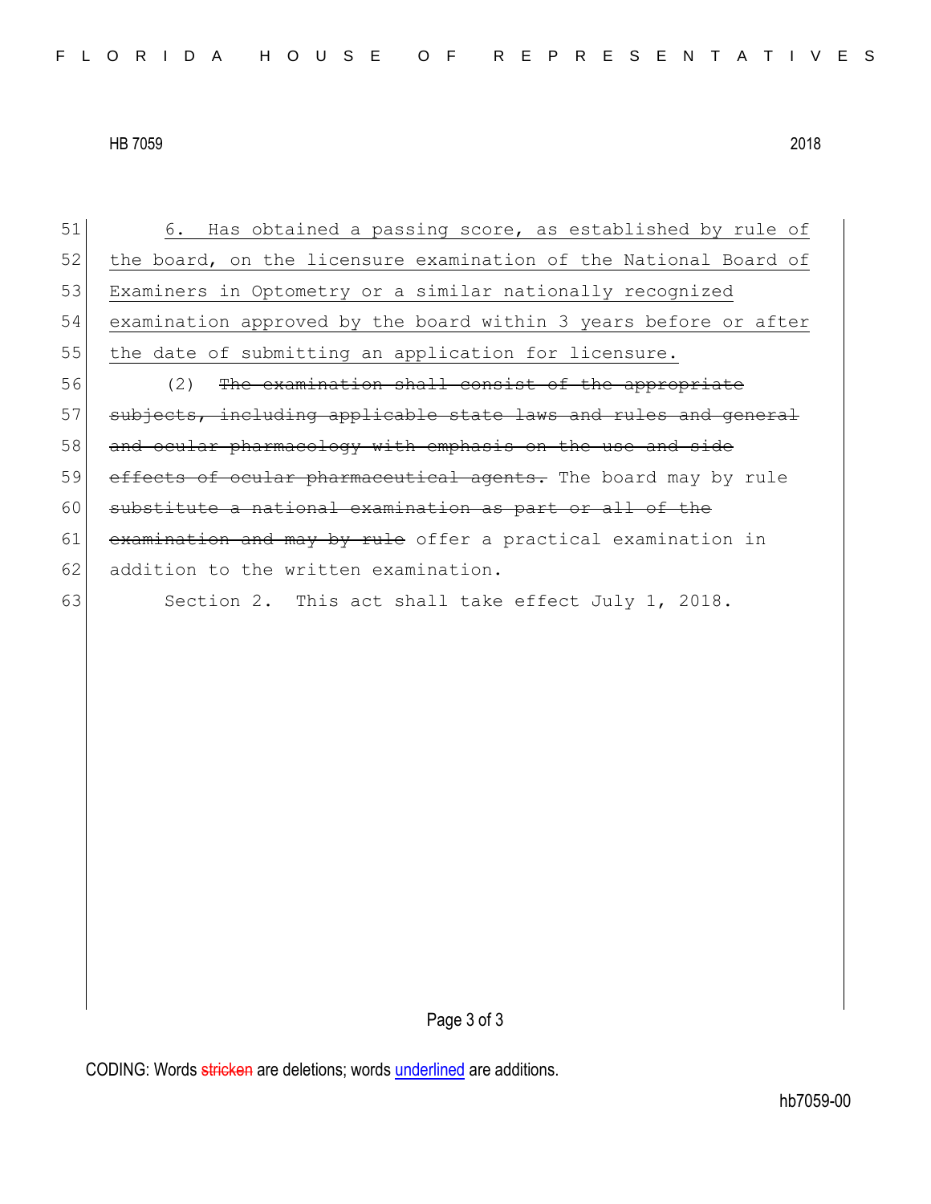<u>6. Has obtained a passing score, as established by rule of the board, on the licensure examination of the National Board of Examiners in Optometry or a similar nationally recognized examination approved by the board within 3 years before or after the date of submitting an application for licensure.</u>

(2) ~~The examination shall consist of the appropriate subjects, including applicable state laws and rules and general and ocular pharmacology with emphasis on the use and side effects of ocular pharmaceutical agents.~~ The board may by rule ~~substitute a national examination as part or all of the examination and may by rule~~ offer a practical examination in addition to the written examination.

Section 2. This act shall take effect July 1, 2018.

CODING: Words ~~stricken~~ are deletions; words <u>underlined</u> are additions.